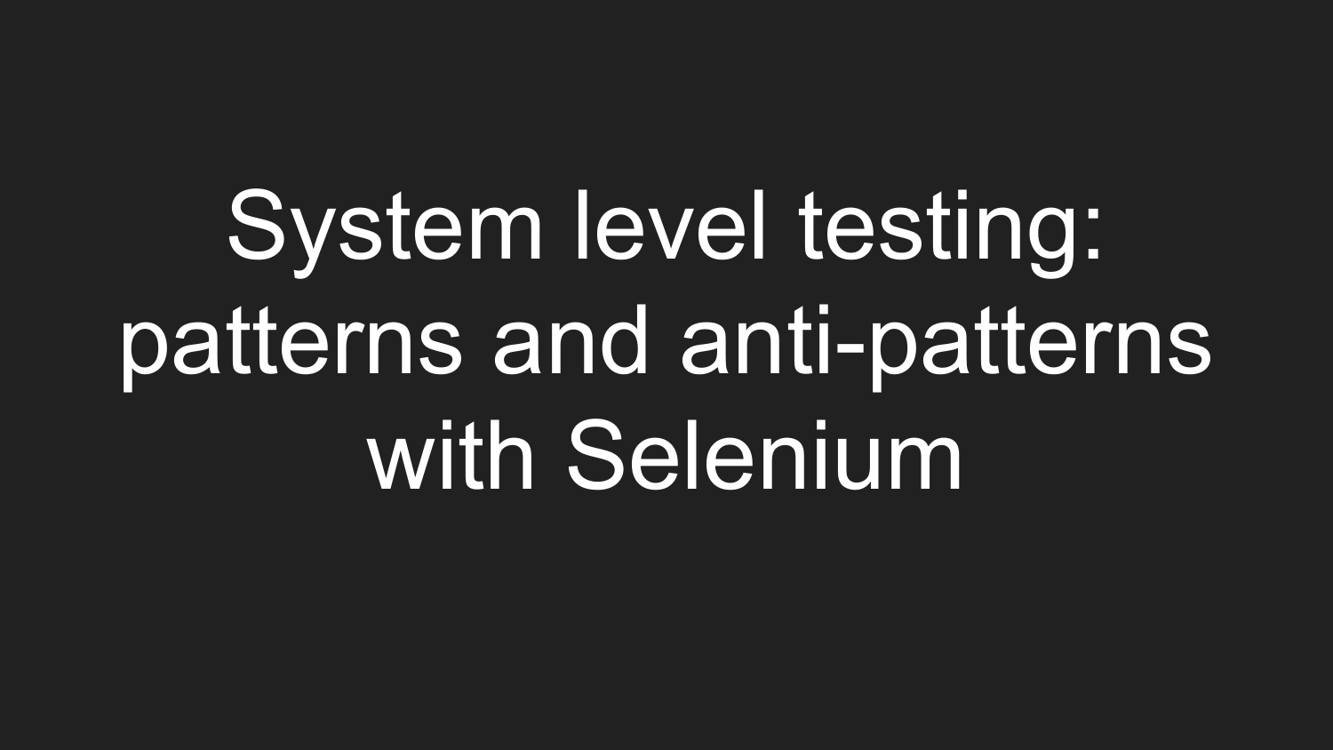# System level testing: patterns and anti-patterns with Selenium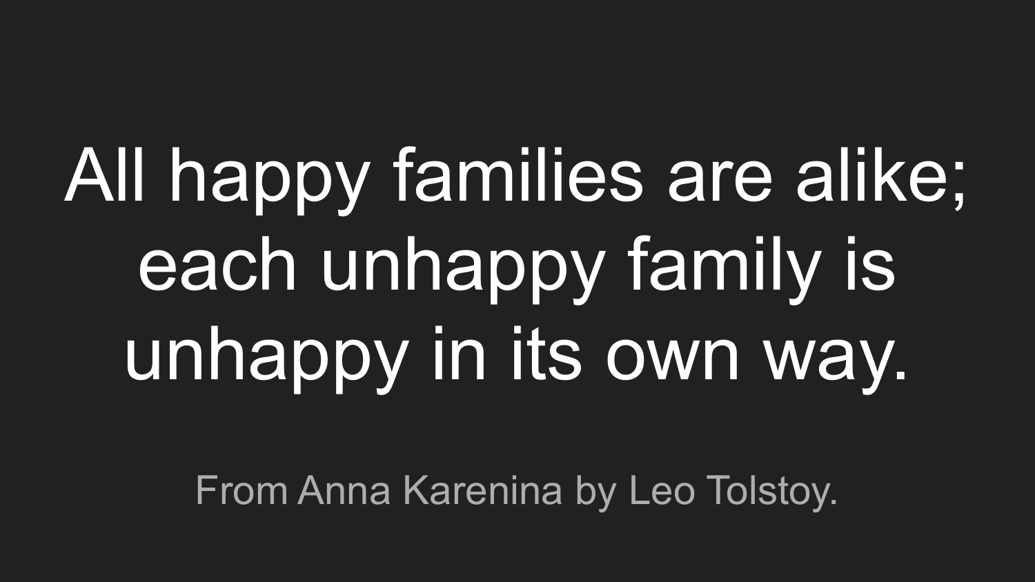All happy families are alike; each unhappy family is unhappy in its own way.

From Anna Karenina by Leo Tolstoy.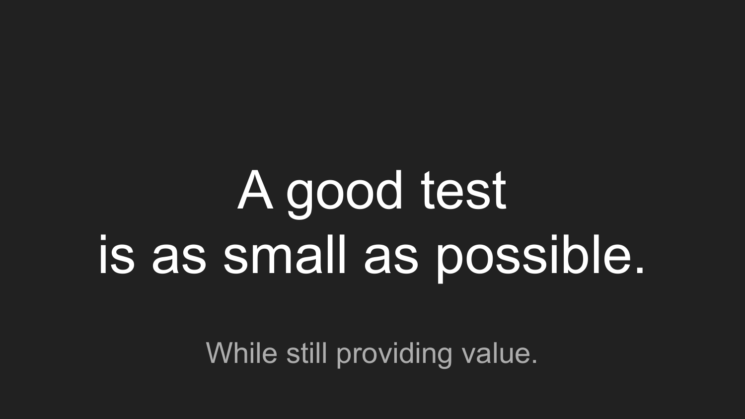# A good test is as small as possible.

While still providing value.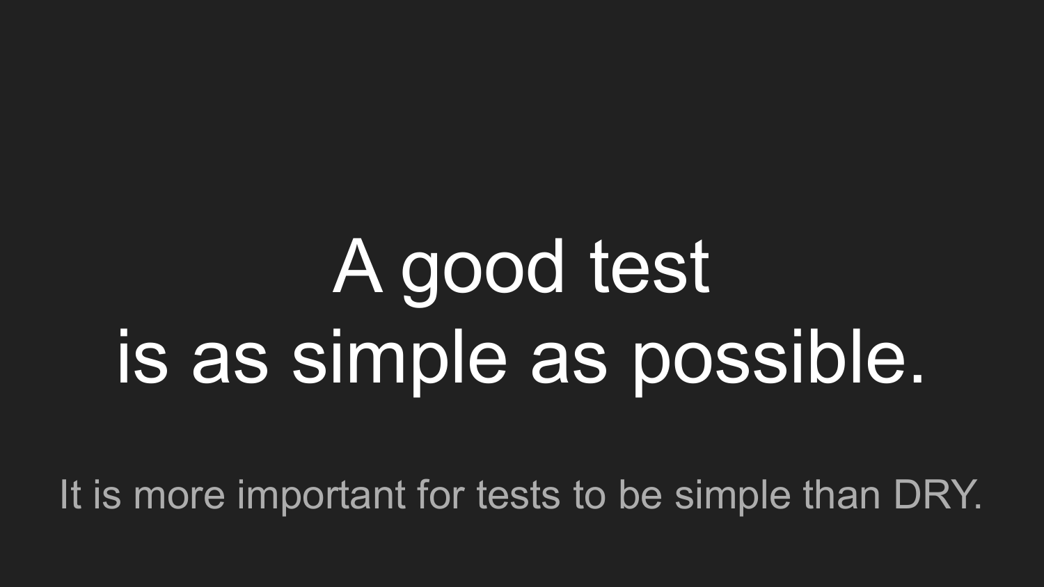# A good test is as simple as possible.

It is more important for tests to be simple than DRY.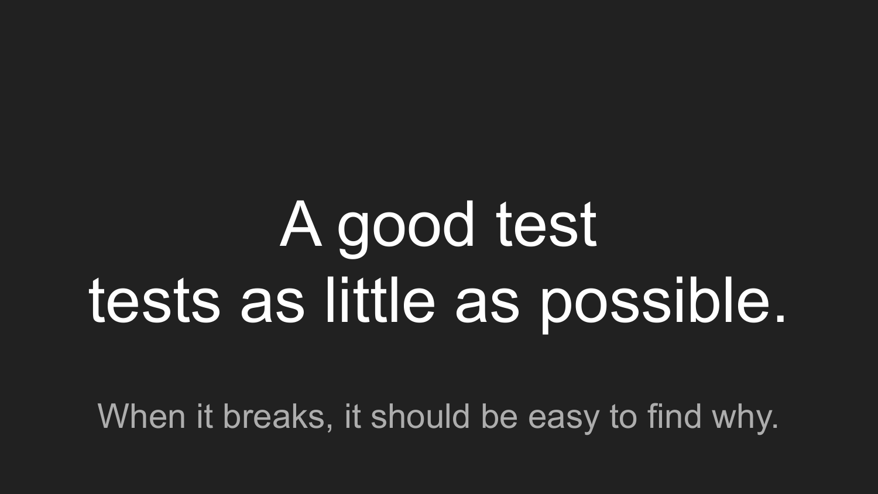# A good test tests as little as possible.

When it breaks, it should be easy to find why.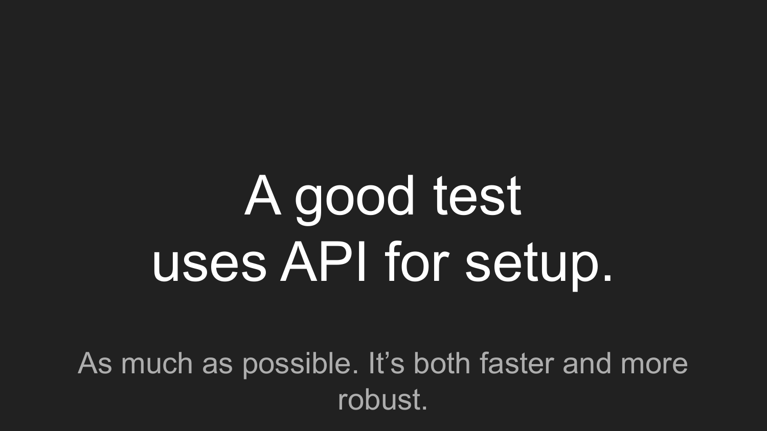# A good test uses API for setup.

As much as possible. It’s both faster and more robust.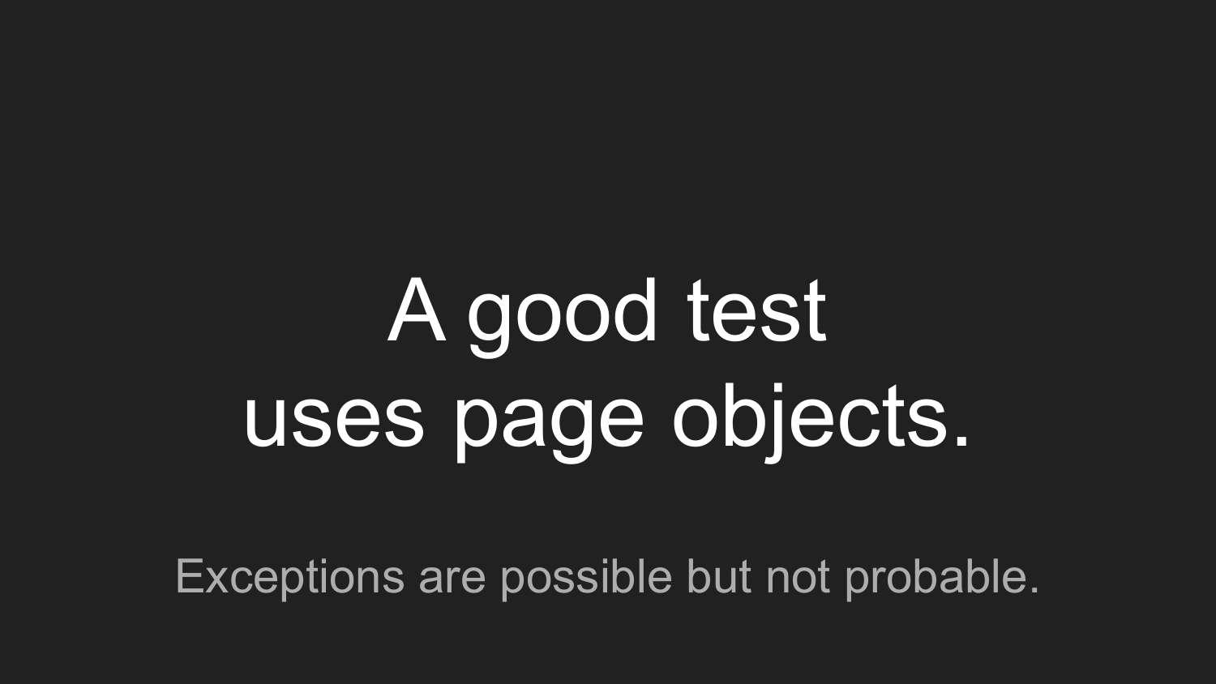# A good test uses page objects.

Exceptions are possible but not probable.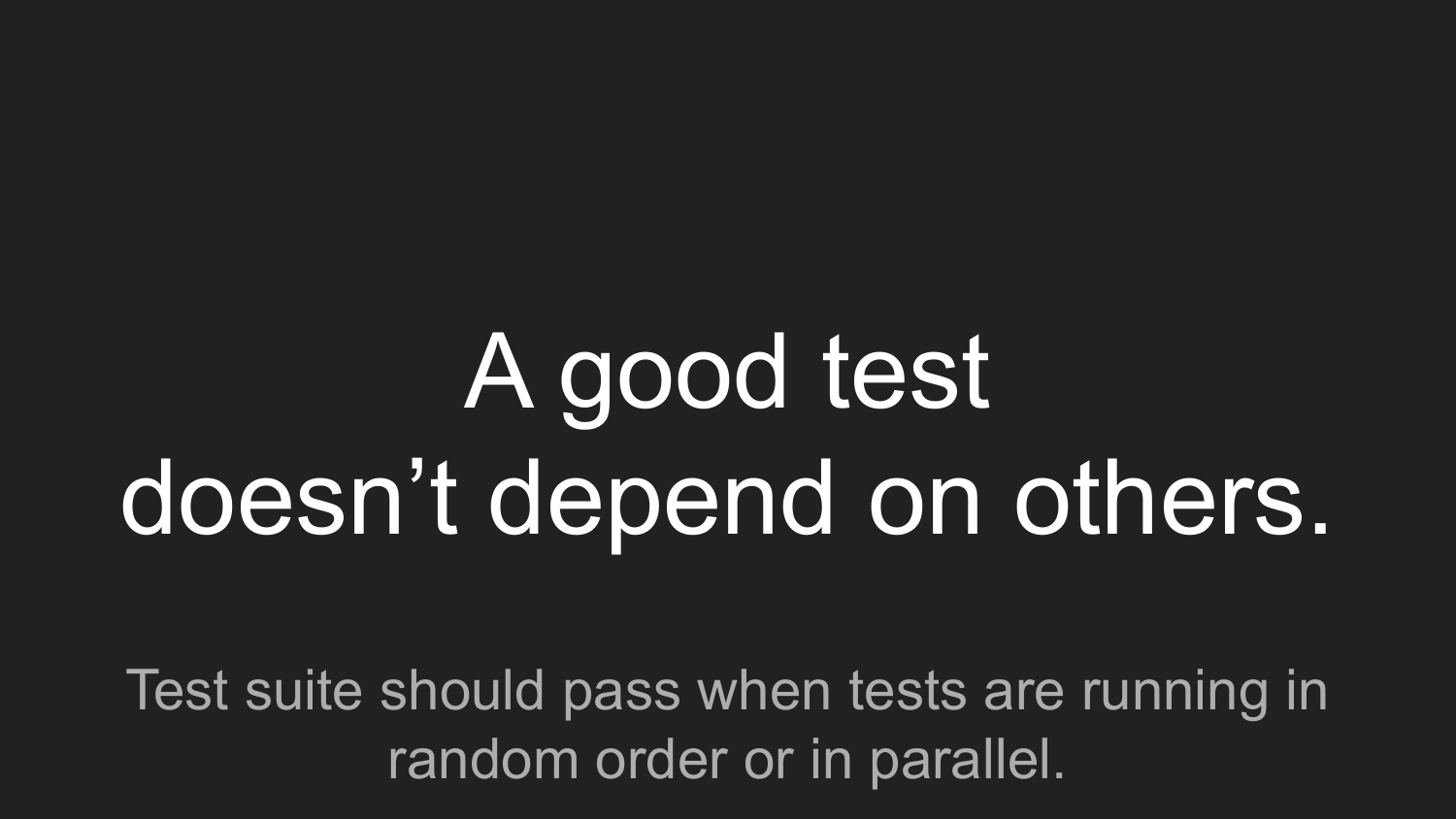# A good test doesn’t depend on others.

Test suite should pass when tests are running in random order or in parallel.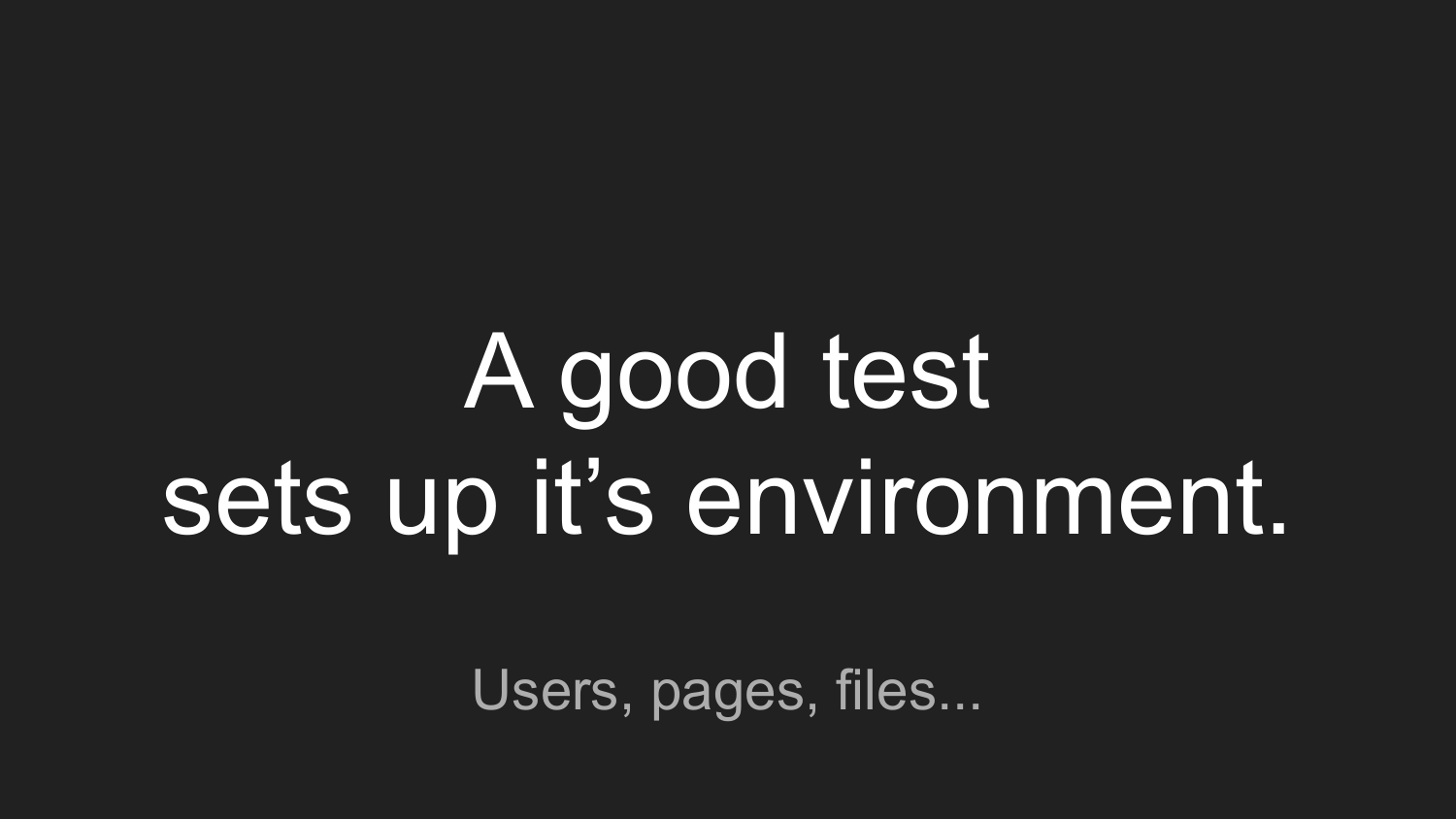# A good test sets up it's environment.

Users, pages, files...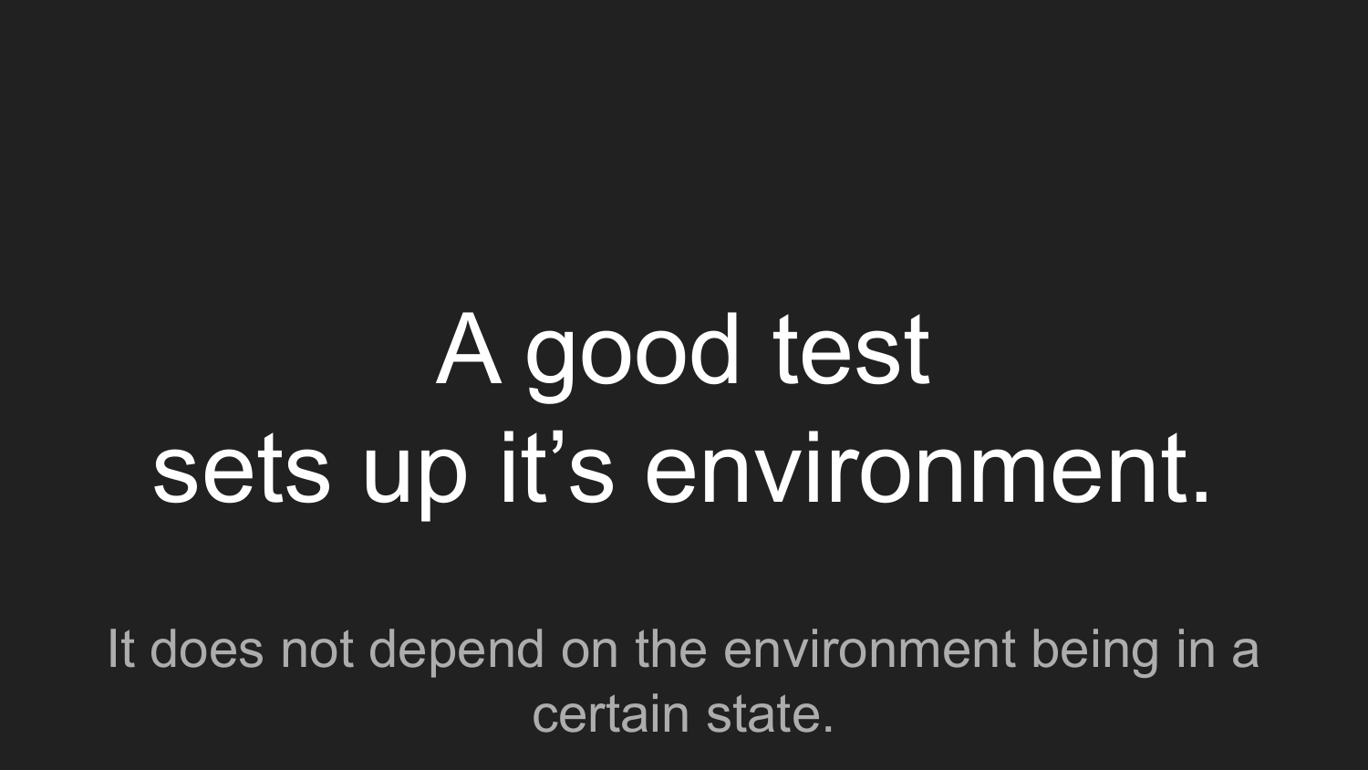# A good test sets up it’s environment.

It does not depend on the environment being in a certain state.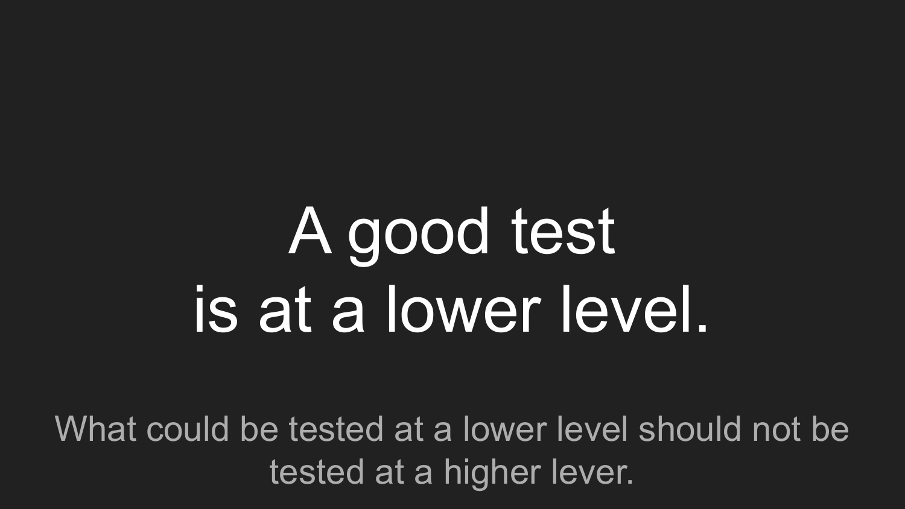# A good test is at a lower level.

What could be tested at a lower level should not be tested at a higher lever.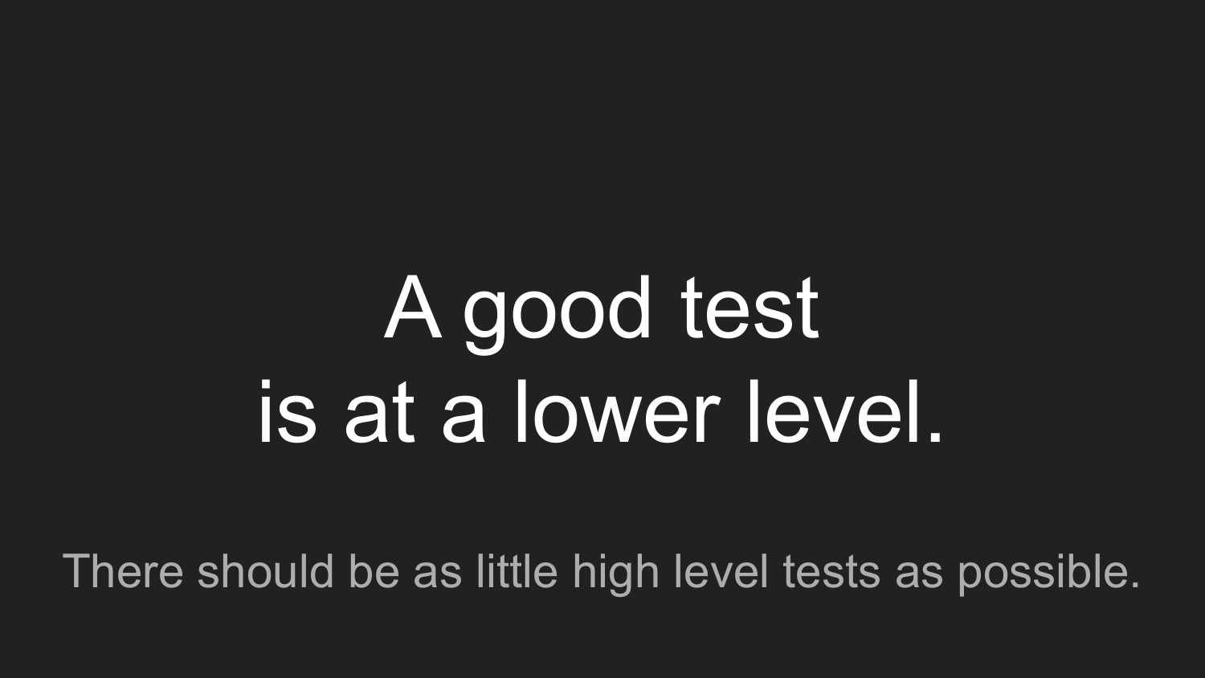# A good test
# is at a lower level.

There should be as little high level tests as possible.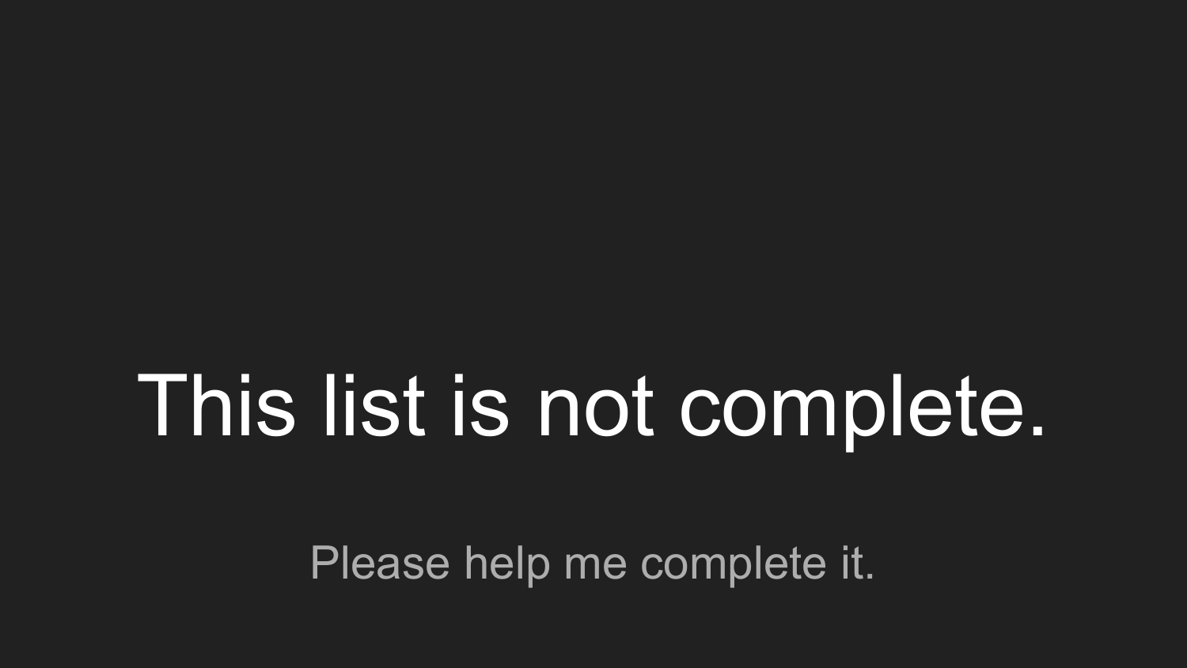# This list is not complete.

Please help me complete it.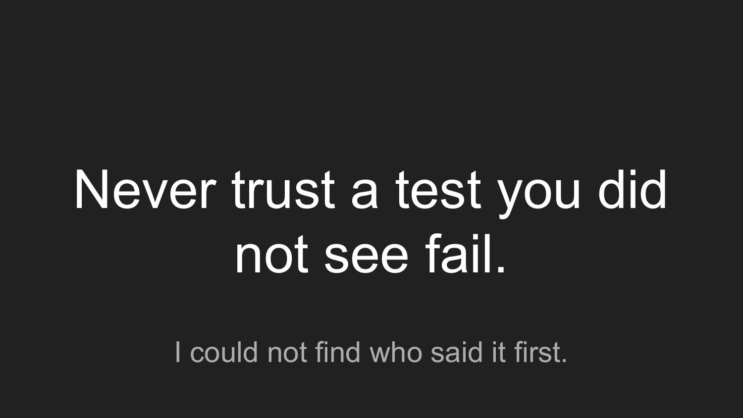# Never trust a test you did not see fail.

I could not find who said it first.